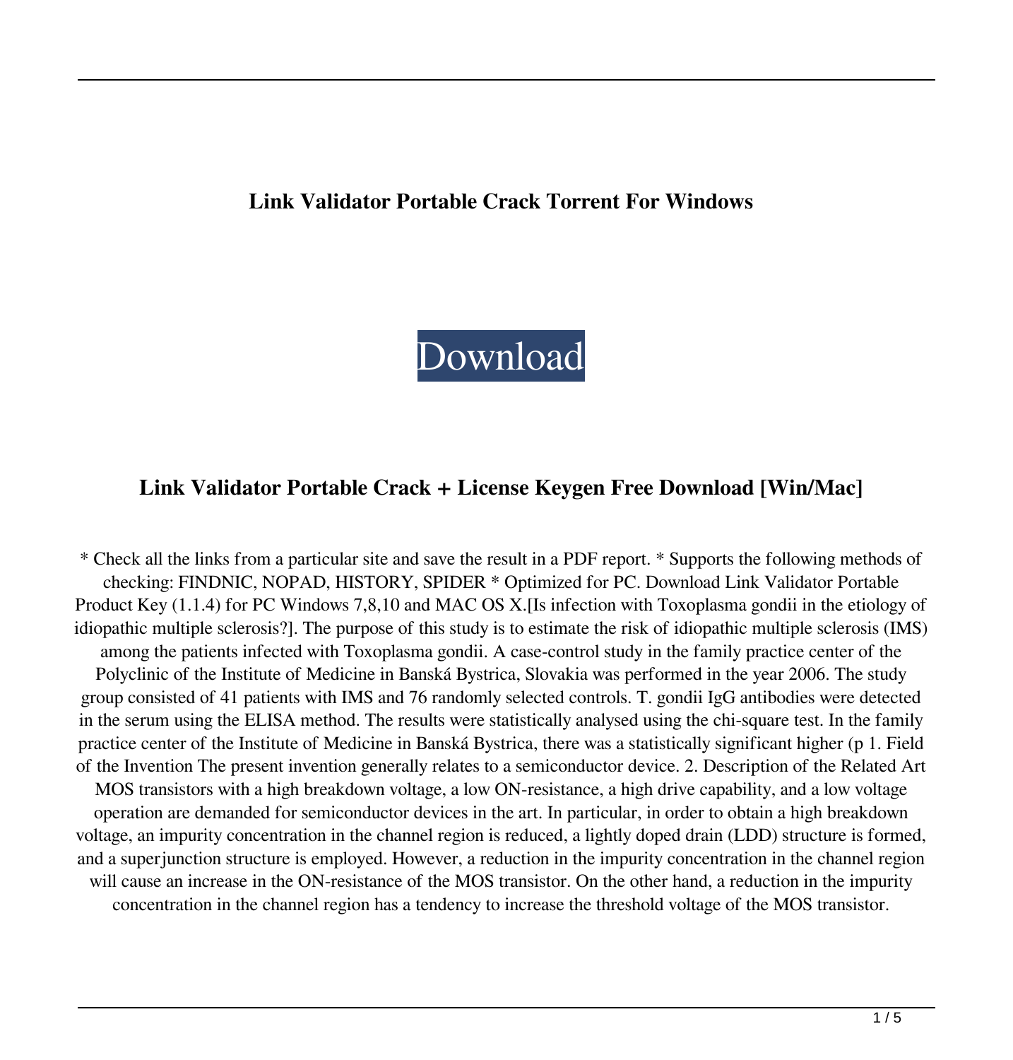**Link Validator Portable Crack Torrent For Windows**

Download

## Link Validator Portable Crack + License Keygen Free Download [Win/Mac]

* Check all the links from a particular site and save the result in a PDF report. * Supports the following methods of checking: FINDNIC, NOPAD, HISTORY, SPIDER * Optimized for PC. Download Link Validator Portable Product Key (1.1.4) for PC Windows 7,8,10 and MAC OS X.[Is infection with Toxoplasma gondii in the etiology of idiopathic multiple sclerosis?]. The purpose of this study is to estimate the risk of idiopathic multiple sclerosis (IMS) among the patients infected with Toxoplasma gondii. A case-control study in the family practice center of the Polyclinic of the Institute of Medicine in Banská Bystrica, Slovakia was performed in the year 2006. The study group consisted of 41 patients with IMS and 76 randomly selected controls. T. gondii IgG antibodies were detected in the serum using the ELISA method. The results were statistically analysed using the chi-square test. In the family practice center of the Institute of Medicine in Banská Bystrica, there was a statistically significant higher (p 1. Field of the Invention The present invention generally relates to a semiconductor device. 2. Description of the Related Art MOS transistors with a high breakdown voltage, a low ON-resistance, a high drive capability, and a low voltage operation are demanded for semiconductor devices in the art. In particular, in order to obtain a high breakdown voltage, an impurity concentration in the channel region is reduced, a lightly doped drain (LDD) structure is formed, and a superjunction structure is employed. However, a reduction in the impurity concentration in the channel region will cause an increase in the ON-resistance of the MOS transistor. On the other hand, a reduction in the impurity concentration in the channel region has a tendency to increase the threshold voltage of the MOS transistor.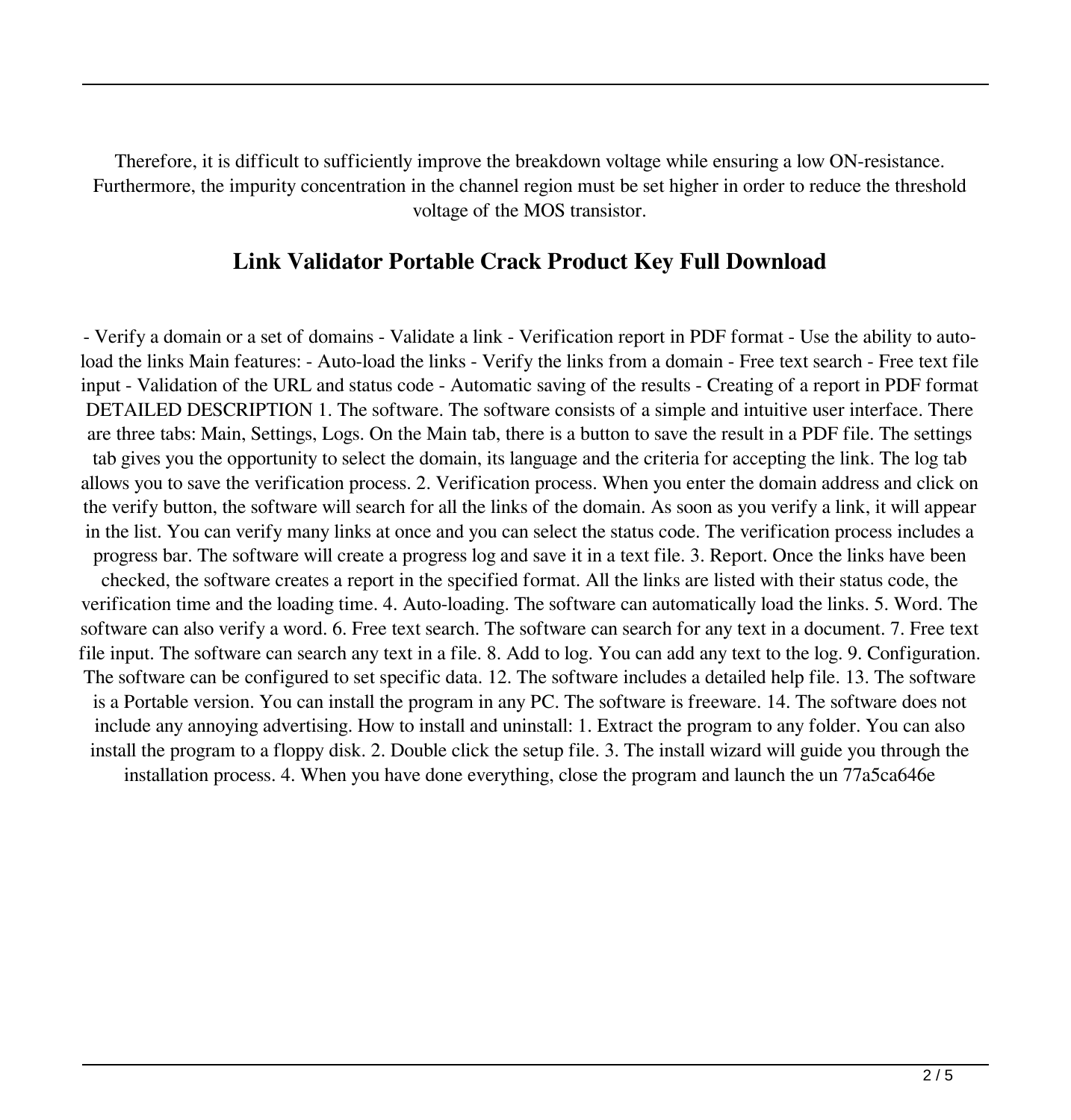Therefore, it is difficult to sufficiently improve the breakdown voltage while ensuring a low ON-resistance. Furthermore, the impurity concentration in the channel region must be set higher in order to reduce the threshold voltage of the MOS transistor.

## Link Validator Portable Crack Product Key Full Download

- Verify a domain or a set of domains - Validate a link - Verification report in PDF format - Use the ability to auto-load the links Main features: - Auto-load the links - Verify the links from a domain - Free text search - Free text file input - Validation of the URL and status code - Automatic saving of the results - Creating of a report in PDF format DETAILED DESCRIPTION 1. The software. The software consists of a simple and intuitive user interface. There are three tabs: Main, Settings, Logs. On the Main tab, there is a button to save the result in a PDF file. The settings tab gives you the opportunity to select the domain, its language and the criteria for accepting the link. The log tab allows you to save the verification process. 2. Verification process. When you enter the domain address and click on the verify button, the software will search for all the links of the domain. As soon as you verify a link, it will appear in the list. You can verify many links at once and you can select the status code. The verification process includes a progress bar. The software will create a progress log and save it in a text file. 3. Report. Once the links have been checked, the software creates a report in the specified format. All the links are listed with their status code, the verification time and the loading time. 4. Auto-loading. The software can automatically load the links. 5. Word. The software can also verify a word. 6. Free text search. The software can search for any text in a document. 7. Free text file input. The software can search any text in a file. 8. Add to log. You can add any text to the log. 9. Configuration. The software can be configured to set specific data. 12. The software includes a detailed help file. 13. The software is a Portable version. You can install the program in any PC. The software is freeware. 14. The software does not include any annoying advertising. How to install and uninstall: 1. Extract the program to any folder. You can also install the program to a floppy disk. 2. Double click the setup file. 3. The install wizard will guide you through the installation process. 4. When you have done everything, close the program and launch the un 77a5ca646e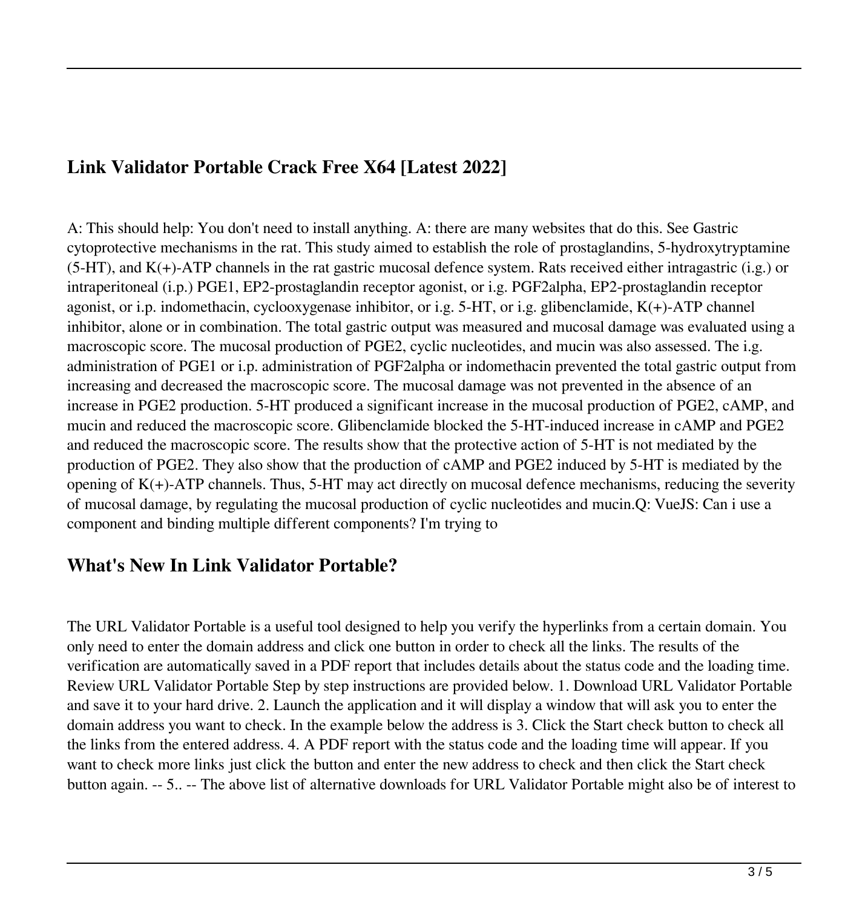## Link Validator Portable Crack Free X64 [Latest 2022]

A: This should help: You don't need to install anything. A: there are many websites that do this. See Gastric cytoprotective mechanisms in the rat. This study aimed to establish the role of prostaglandins, 5-hydroxytryptamine (5-HT), and K(+)-ATP channels in the rat gastric mucosal defence system. Rats received either intragastric (i.g.) or intraperitoneal (i.p.) PGE1, EP2-prostaglandin receptor agonist, or i.g. PGF2alpha, EP2-prostaglandin receptor agonist, or i.p. indomethacin, cyclooxygenase inhibitor, or i.g. 5-HT, or i.g. glibenclamide, K(+)-ATP channel inhibitor, alone or in combination. The total gastric output was measured and mucosal damage was evaluated using a macroscopic score. The mucosal production of PGE2, cyclic nucleotides, and mucin was also assessed. The i.g. administration of PGE1 or i.p. administration of PGF2alpha or indomethacin prevented the total gastric output from increasing and decreased the macroscopic score. The mucosal damage was not prevented in the absence of an increase in PGE2 production. 5-HT produced a significant increase in the mucosal production of PGE2, cAMP, and mucin and reduced the macroscopic score. Glibenclamide blocked the 5-HT-induced increase in cAMP and PGE2 and reduced the macroscopic score. The results show that the protective action of 5-HT is not mediated by the production of PGE2. They also show that the production of cAMP and PGE2 induced by 5-HT is mediated by the opening of K(+)-ATP channels. Thus, 5-HT may act directly on mucosal defence mechanisms, reducing the severity of mucosal damage, by regulating the mucosal production of cyclic nucleotides and mucin.Q: VueJS: Can i use a component and binding multiple different components? I'm trying to

## What's New In Link Validator Portable?

The URL Validator Portable is a useful tool designed to help you verify the hyperlinks from a certain domain. You only need to enter the domain address and click one button in order to check all the links. The results of the verification are automatically saved in a PDF report that includes details about the status code and the loading time. Review URL Validator Portable Step by step instructions are provided below. 1. Download URL Validator Portable and save it to your hard drive. 2. Launch the application and it will display a window that will ask you to enter the domain address you want to check. In the example below the address is 3. Click the Start check button to check all the links from the entered address. 4. A PDF report with the status code and the loading time will appear. If you want to check more links just click the button and enter the new address to check and then click the Start check button again. -- 5.. -- The above list of alternative downloads for URL Validator Portable might also be of interest to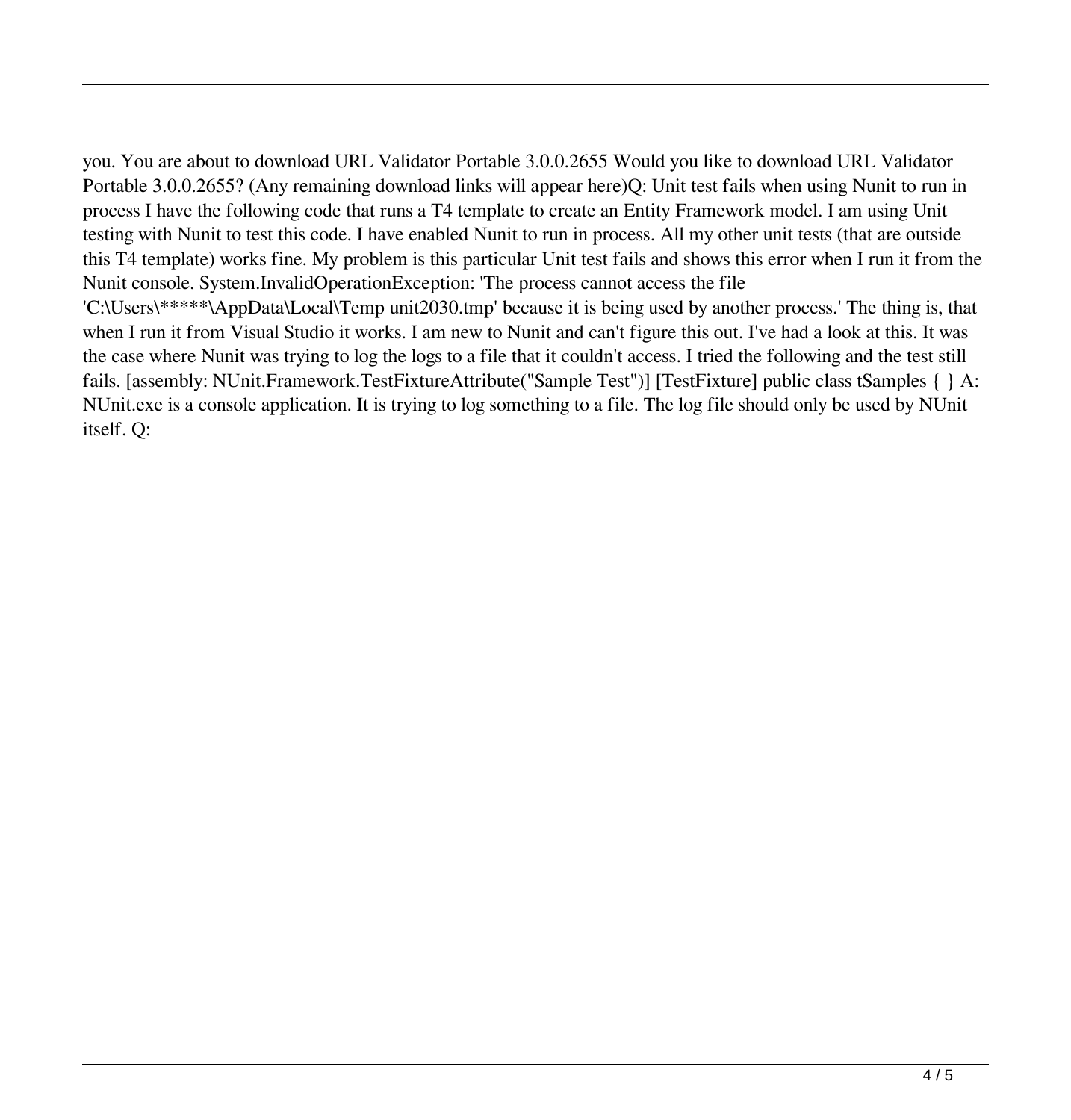you. You are about to download URL Validator Portable 3.0.0.2655 Would you like to download URL Validator Portable 3.0.0.2655? (Any remaining download links will appear here)Q: Unit test fails when using Nunit to run in process I have the following code that runs a T4 template to create an Entity Framework model. I am using Unit testing with Nunit to test this code. I have enabled Nunit to run in process. All my other unit tests (that are outside this T4 template) works fine. My problem is this particular Unit test fails and shows this error when I run it from the Nunit console. System.InvalidOperationException: 'The process cannot access the file 'C:\Users\*****\AppData\Local\Temp unit2030.tmp' because it is being used by another process.' The thing is, that when I run it from Visual Studio it works. I am new to Nunit and can't figure this out. I've had a look at this. It was the case where Nunit was trying to log the logs to a file that it couldn't access. I tried the following and the test still fails. [assembly: NUnit.Framework.TestFixtureAttribute("Sample Test")] [TestFixture] public class tSamples { } A: NUnit.exe is a console application. It is trying to log something to a file. The log file should only be used by NUnit itself. Q: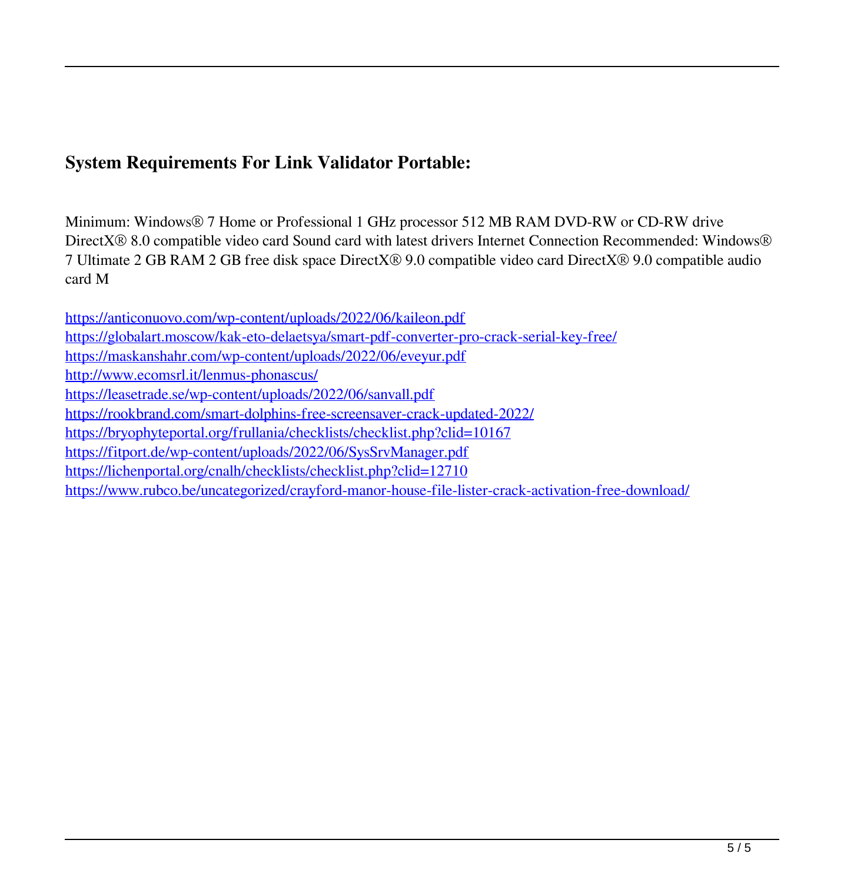## System Requirements For Link Validator Portable:

Minimum: Windows® 7 Home or Professional 1 GHz processor 512 MB RAM DVD-RW or CD-RW drive DirectX® 8.0 compatible video card Sound card with latest drivers Internet Connection Recommended: Windows® 7 Ultimate 2 GB RAM 2 GB free disk space DirectX® 9.0 compatible video card DirectX® 9.0 compatible audio card M

https://anticonuovo.com/wp-content/uploads/2022/06/kaileon.pdf
https://globalart.moscow/kak-eto-delaetsya/smart-pdf-converter-pro-crack-serial-key-free/
https://maskanshahr.com/wp-content/uploads/2022/06/eveyur.pdf
http://www.ecomsrl.it/lenmus-phonascus/
https://leasetrade.se/wp-content/uploads/2022/06/sanvall.pdf
https://rookbrand.com/smart-dolphins-free-screensaver-crack-updated-2022/
https://bryophyteportal.org/frullania/checklists/checklist.php?clid=10167
https://fitport.de/wp-content/uploads/2022/06/SysSrvManager.pdf
https://lichenportal.org/cnalh/checklists/checklist.php?clid=12710
https://www.rubco.be/uncategorized/crayford-manor-house-file-lister-crack-activation-free-download/